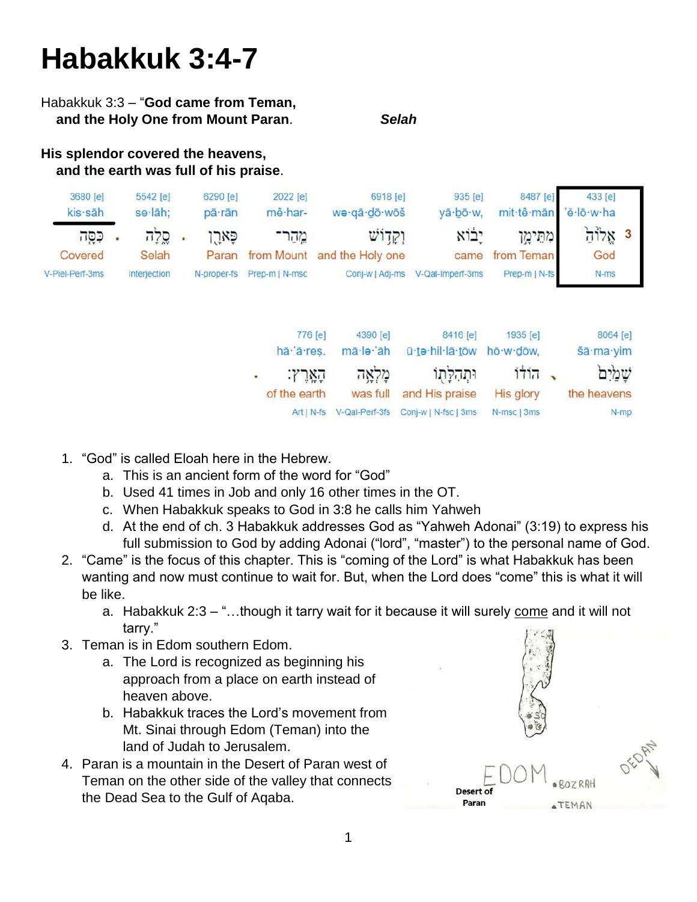# Habakkuk 3:4-7

Habakkuk 3:3 – "**God came from Teman,**
**and the Holy One from Mount Paran**. *Selah*

**His splendor covered the heavens,**
**and the earth was full of his praise**.

| 3680 [e] | 5542 [e] | 6290 [e] | 2022 [e] | 6918 [e] | 935 [e] | 8487 [e] | 433 [e] |
|---|---|---|---|---|---|---|---|
| kis·sāh | se·lāh; | pā·rān | mê·har- | wə·qā·ḏō·wōš | yā·ḇō·w, | mit·tê·mān | 'ĕ·lō·w·ha |
| כִּסָּה | סֶלָה | פָּארָן | מֵהַר־ | וְקָדוֹשׁ | יָבוֹא | מִתֵּימָן | 3 אֱלוֹהַּ |
| Covered | Selah | Paran | from Mount | and the Holy one | came | from Teman | God |
| V-Piel-Perf-3ms | Interjection | N-proper-fs | Prep-m \| N-msc | Conj-w \| Adj-ms | V-Qal-Imperf-3ms | Prep-m \| N-fs | N-ms |

| 776 [e] | 4390 [e] | 8416 [e] | 1935 [e] | 8064 [e] |
|---|---|---|---|---|
| hā·'ā·reṣ. | mā·lə·'āh | ū·ṯə·hil·lā·ṯōw | hō·w·ḏōw, | šā·ma·yim |
| הָאָרֶץ׃ | מָלְאָה | וּתְהִלָּתוֹ | הוֹדוֹ | שָׁמַיִם |
| of the earth | was full | and His praise | His glory | the heavens |
| Art \| N-fs | V-Qal-Perf-3fs | Conj-w \| N-fsc \| 3ms | N-msc \| 3ms | N-mp |

1. "God" is called Eloah here in the Hebrew.
   a. This is an ancient form of the word for "God"
   b. Used 41 times in Job and only 16 other times in the OT.
   c. When Habakkuk speaks to God in 3:8 he calls him Yahweh
   d. At the end of ch. 3 Habakkuk addresses God as "Yahweh Adonai" (3:19) to express his full submission to God by adding Adonai ("lord", "master") to the personal name of God.
2. "Came" is the focus of this chapter. This is "coming of the Lord" is what Habakkuk has been wanting and now must continue to wait for. But, when the Lord does "come" this is what it will be like.
   a. Habakkuk 2:3 – "…though it tarry wait for it because it will surely come and it will not tarry."
3. Teman is in Edom southern Edom.
   a. The Lord is recognized as beginning his approach from a place on earth instead of heaven above.
   b. Habakkuk traces the Lord's movement from Mt. Sinai through Edom (Teman) into the land of Judah to Jerusalem.
4. Paran is a mountain in the Desert of Paran west of Teman on the other side of the valley that connects the Dead Sea to the Gulf of Aqaba.

EDOM • BOZRAH • TEMAN DEDAN Desert of Paran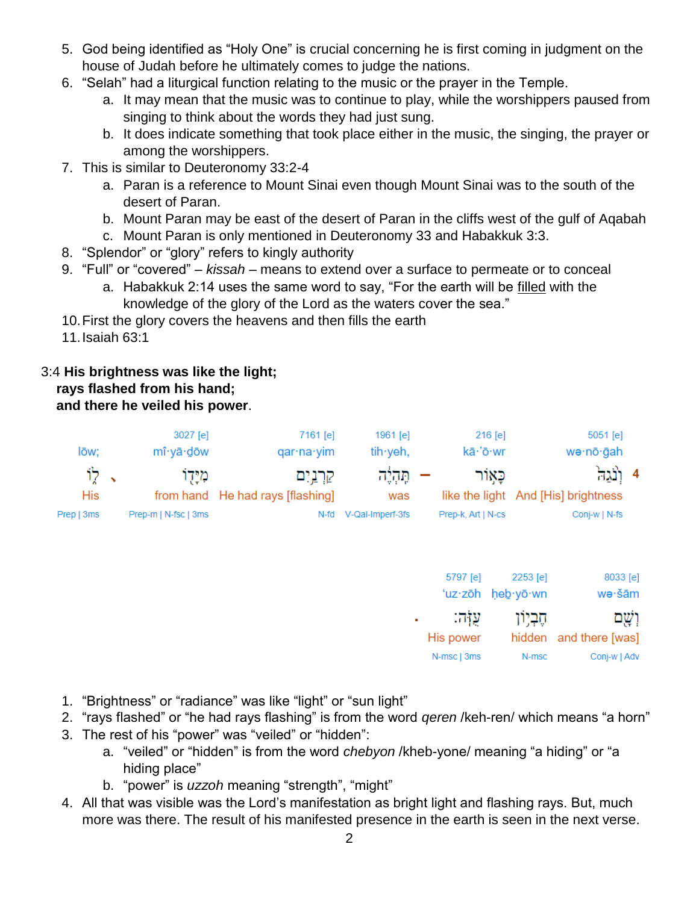5. God being identified as "Holy One" is crucial concerning he is first coming in judgment on the house of Judah before he ultimately comes to judge the nations.
6. "Selah" had a liturgical function relating to the music or the prayer in the Temple.
    a. It may mean that the music was to continue to play, while the worshippers paused from singing to think about the words they had just sung.
    b. It does indicate something that took place either in the music, the singing, the prayer or among the worshippers.
7. This is similar to Deuteronomy 33:2-4
    a. Paran is a reference to Mount Sinai even though Mount Sinai was to the south of the desert of Paran.
    b. Mount Paran may be east of the desert of Paran in the cliffs west of the gulf of Aqabah
    c. Mount Paran is only mentioned in Deuteronomy 33 and Habakkuk 3:3.
8. "Splendor" or "glory" refers to kingly authority
9. "Full" or "covered" – *kissah* – means to extend over a surface to permeate or to conceal
    a. Habakkuk 2:14 uses the same word to say, "For the earth will be <u>filled</u> with the knowledge of the glory of the Lord as the waters cover the sea."
10. First the glory covers the heavens and then fills the earth
11. Isaiah 63:1

3:4 **His brightness was like the light;**
**rays flashed from his hand;**
**and there he veiled his power**.

| 4 | 5051 [e] | 216 [e] | 1961 [e] | 7161 [e] | 3027 [e] | |
|---|---|---|---|---|---|---|
| | wə·nō·ḡah | kā·’ō·wr | tih·yeh, | qar·na·yim | mî·yā·ḏōw | lōw; |
| | וְנֹ֙גַהּ֙ | כָּא֣וֹר | תִּֽהְיֶ֔ה – | קַרְנַ֥יִם | מִיָּד֖וֹ | לֹ֑ו |
| | And [His] brightness | like the light | was | He had rays [flashing] | from hand | His |
| | Conj-w \| N-fs | Prep-k, Art \| N-cs | V-Qal-Imperf-3fs | N-fd | Prep-m \| N-fsc \| 3ms | Prep \| 3ms |

| 8033 [e] | 2253 [e] | 5797 [e] |
|---|---|---|
| wə·šām | ḥeḇ·yō·wn | ‘uz·zōh |
| וְשָׁ֖ם | חֶבְי֥וֹן | עֻזֹּֽה׃ |
| and there [was] | hidden | His power |
| Conj-w \| Adv | N-msc | N-msc \| 3ms |

1. "Brightness" or "radiance" was like "light" or "sun light"
2. "rays flashed" or "he had rays flashing" is from the word *qeren* /keh-ren/ which means "a horn"
3. The rest of his "power" was "veiled" or "hidden":
    a. "veiled" or "hidden" is from the word *chebyon* /kheb-yone/ meaning "a hiding" or "a hiding place"
    b. "power" is *uzzoh* meaning "strength", "might"
4. All that was visible was the Lord's manifestation as bright light and flashing rays. But, much more was there. The result of his manifested presence in the earth is seen in the next verse.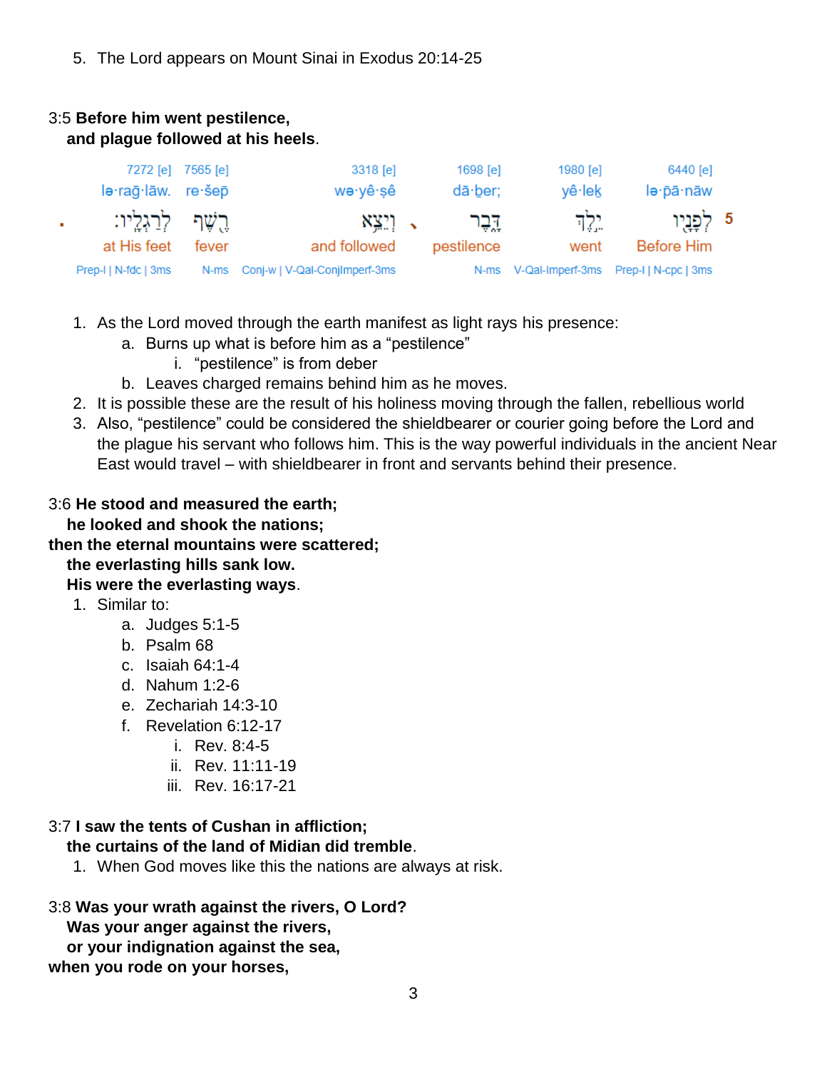5. The Lord appears on Mount Sinai in Exodus 20:14-25

3:5 **Before him went pestilence,**
**and plague followed at his heels**.

| 7272 [e] | 7565 [e] | 3318 [e] | 1698 [e] | 1980 [e] | 6440 [e] |
|---|---|---|---|---|---|
| lə·raḡ·lāw. | re·šep̄ | wə·yê·ṣê | dā·ḇer; | yê·lek | lə·pā·nāw |
| לְרַגְלָֽיו׃ | רֶ֖שֶׁף | וְיֵצֵ֥א | דָּ֑בֶר | יֵ֣לֶךְ | לְפָנָ֖יו |
| at His feet | fever | and followed | pestilence | went | Before Him |
| Prep-l \| N-fdc \| 3ms | N-ms | Conj-w \| V-Qal-ConjImperf-3ms | N-ms | V-Qal-Imperf-3ms | Prep-l \| N-cpc \| 3ms |

1. As the Lord moved through the earth manifest as light rays his presence:
   a. Burns up what is before him as a "pestilence"
      i. "pestilence" is from deber
   b. Leaves charged remains behind him as he moves.
2. It is possible these are the result of his holiness moving through the fallen, rebellious world
3. Also, "pestilence" could be considered the shieldbearer or courier going before the Lord and the plague his servant who follows him. This is the way powerful individuals in the ancient Near East would travel – with shieldbearer in front and servants behind their presence.

3:6 **He stood and measured the earth;**
**he looked and shook the nations;**
**then the eternal mountains were scattered;**
**the everlasting hills sank low.**
**His were the everlasting ways**.

1. Similar to:
   a. Judges 5:1-5
   b. Psalm 68
   c. Isaiah 64:1-4
   d. Nahum 1:2-6
   e. Zechariah 14:3-10
   f. Revelation 6:12-17
      i. Rev. 8:4-5
      ii. Rev. 11:11-19
      iii. Rev. 16:17-21

3:7 **I saw the tents of Cushan in affliction;**
**the curtains of the land of Midian did tremble**.

1. When God moves like this the nations are always at risk.

3:8 **Was your wrath against the rivers, O Lord?**
**Was your anger against the rivers,**
**or your indignation against the sea,**
**when you rode on your horses,**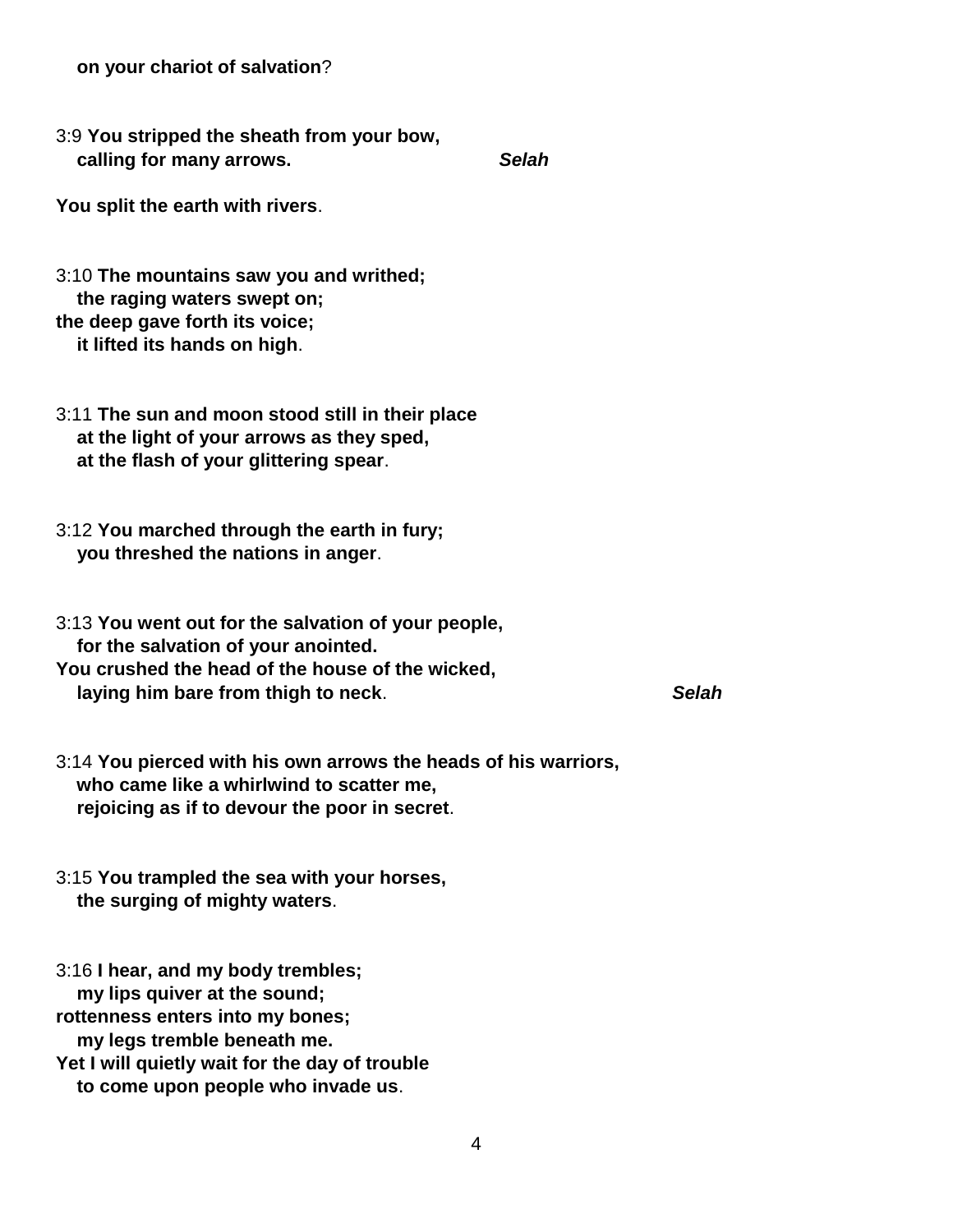**on your chariot of salvation**?

3:9 **You stripped the sheath from your bow,**
**calling for many arrows.** ***Selah***

**You split the earth with rivers**.

3:10 **The mountains saw you and writhed;**
**the raging waters swept on;**
**the deep gave forth its voice;**
**it lifted its hands on high**.

3:11 **The sun and moon stood still in their place**
**at the light of your arrows as they sped,**
**at the flash of your glittering spear**.

3:12 **You marched through the earth in fury;**
**you threshed the nations in anger**.

3:13 **You went out for the salvation of your people,**
**for the salvation of your anointed.**
**You crushed the head of the house of the wicked,**
**laying him bare from thigh to neck**. ***Selah***

3:14 **You pierced with his own arrows the heads of his warriors,**
**who came like a whirlwind to scatter me,**
**rejoicing as if to devour the poor in secret**.

3:15 **You trampled the sea with your horses,**
**the surging of mighty waters**.

3:16 **I hear, and my body trembles;**
**my lips quiver at the sound;**
**rottenness enters into my bones;**
**my legs tremble beneath me.**
**Yet I will quietly wait for the day of trouble**
**to come upon people who invade us**.